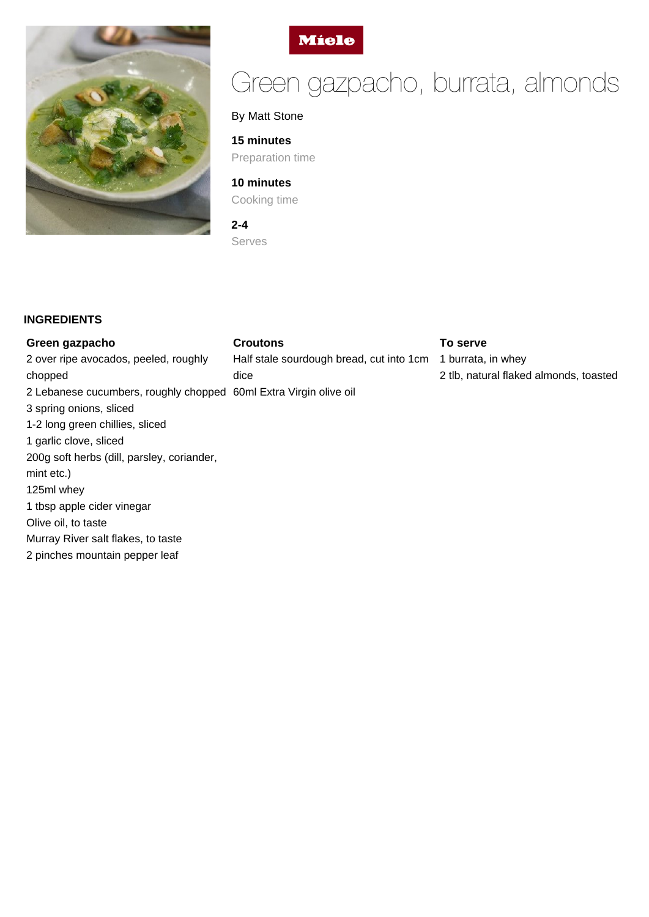Miele

# Green gazpacho, burrata, almonds

By Matt Stone

**15 minutes**
Preparation time

**10 minutes**
Cooking time

**2-4**
Serves

## INGREDIENTS

### Green gazpacho

2 over ripe avocados, peeled, roughly chopped
2 Lebanese cucumbers, roughly chopped
3 spring onions, sliced
1-2 long green chillies, sliced
1 garlic clove, sliced
200g soft herbs (dill, parsley, coriander, mint etc.)
125ml whey
1 tbsp apple cider vinegar
Olive oil, to taste
Murray River salt flakes, to taste
2 pinches mountain pepper leaf

### Croutons

Half stale sourdough bread, cut into 1cm dice
60ml Extra Virgin olive oil

### To serve

1 burrata, in whey
2 tlb, natural flaked almonds, toasted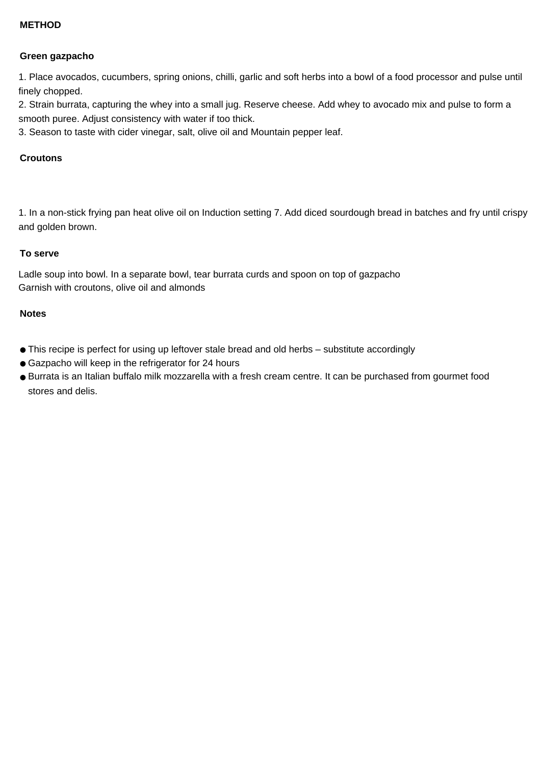## METHOD

### Green gazpacho

1. Place avocados, cucumbers, spring onions, chilli, garlic and soft herbs into a bowl of a food processor and pulse until finely chopped.
2. Strain burrata, capturing the whey into a small jug. Reserve cheese. Add whey to avocado mix and pulse to form a smooth puree. Adjust consistency with water if too thick.
3. Season to taste with cider vinegar, salt, olive oil and Mountain pepper leaf.

### Croutons

1. In a non-stick frying pan heat olive oil on Induction setting 7. Add diced sourdough bread in batches and fry until crispy and golden brown.

### To serve

Ladle soup into bowl. In a separate bowl, tear burrata curds and spoon on top of gazpacho
Garnish with croutons, olive oil and almonds

### Notes

- This recipe is perfect for using up leftover stale bread and old herbs – substitute accordingly
- Gazpacho will keep in the refrigerator for 24 hours
- Burrata is an Italian buffalo milk mozzarella with a fresh cream centre. It can be purchased from gourmet food stores and delis.